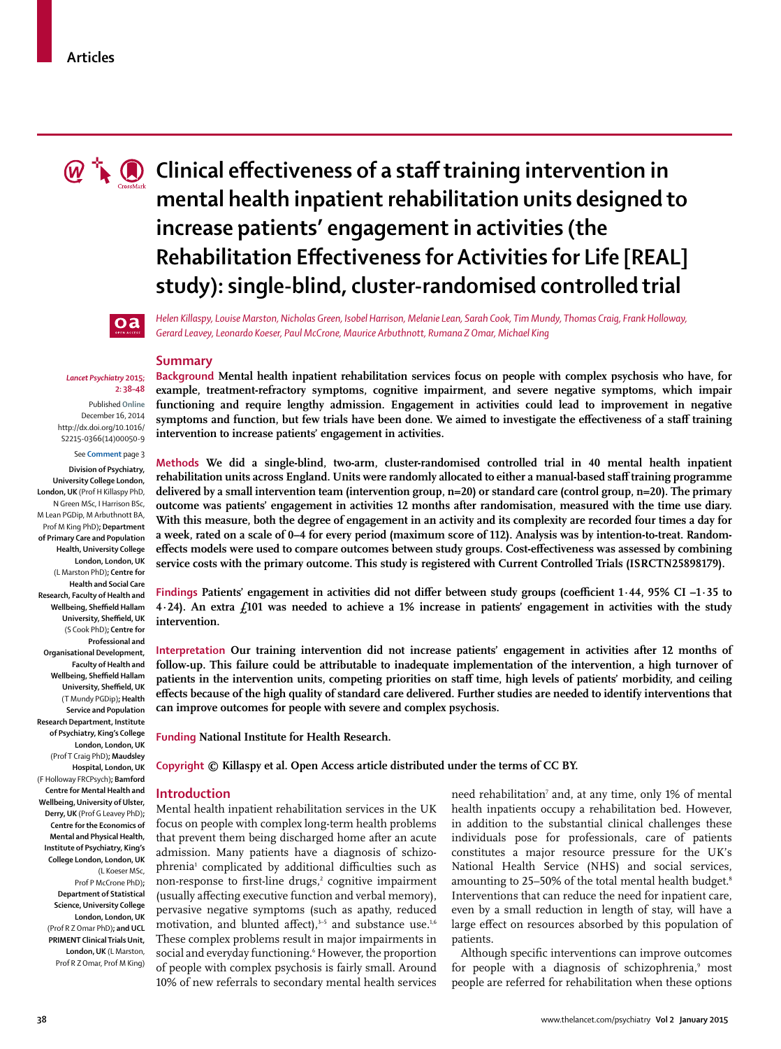Articles

# Clinical effectiveness of a staff training intervention in mental health inpatient rehabilitation units designed to increase patients' engagement in activities (the Rehabilitation Effectiveness for Activities for Life [REAL] study): single-blind, cluster-randomised controlled trial

*Helen Killaspy, Louise Marston, Nicholas Green, Isobel Harrison, Melanie Lean, Sarah Cook, Tim Mundy, Thomas Craig, Frank Holloway, Gerard Leavey, Leonardo Koeser, Paul McCrone, Maurice Arbuthnott, Rumana Z Omar, Michael King*

*Lancet Psychiatry* 2015; 2: 38–48

Published Online December 16, 2014 http://dx.doi.org/10.1016/S2215-0366(14)00050-9

See Comment page 3

**Division of Psychiatry, University College London, London, UK** (Prof H Killaspy PhD, N Green MSc, I Harrison BSc, M Lean PGDip, M Arbuthnott BA, Prof M King PhD)**; Department of Primary Care and Population Health, University College London, London, UK** (L Marston PhD)**; Centre for Health and Social Care Research, Faculty of Health and Wellbeing, Sheffield Hallam University, Sheffield, UK** (S Cook PhD)**; Centre for Professional and Organisational Development, Faculty of Health and Wellbeing, Sheffield Hallam University, Sheffield, UK** (T Mundy PGDip)**; Health Service and Population Research Department, Institute of Psychiatry, King's College London, London, UK** (Prof T Craig PhD)**; Maudsley Hospital, London, UK** (F Holloway FRCPsych)**; Bamford Centre for Mental Health and Wellbeing, University of Ulster, Derry, UK** (Prof G Leavey PhD)**; Centre for the Economics of Mental and Physical Health, Institute of Psychiatry, King's College London, London, UK** (L Koeser MSc, Prof P McCrone PhD)**; Department of Statistical Science, University College London, London, UK** (Prof R Z Omar PhD)**; and UCL PRIMENT Clinical Trials Unit, London, UK** (L Marston, Prof R Z Omar, Prof M King)

## Summary

**Background** **Mental health inpatient rehabilitation services focus on people with complex psychosis who have, for example, treatment-refractory symptoms, cognitive impairment, and severe negative symptoms, which impair functioning and require lengthy admission. Engagement in activities could lead to improvement in negative symptoms and function, but few trials have been done. We aimed to investigate the effectiveness of a staff training intervention to increase patients' engagement in activities.**

**Methods** **We did a single-blind, two-arm, cluster-randomised controlled trial in 40 mental health inpatient rehabilitation units across England. Units were randomly allocated to either a manual-based staff training programme delivered by a small intervention team (intervention group, n=20) or standard care (control group, n=20). The primary outcome was patients' engagement in activities 12 months after randomisation, measured with the time use diary. With this measure, both the degree of engagement in an activity and its complexity are recorded four times a day for a week, rated on a scale of 0–4 for every period (maximum score of 112). Analysis was by intention-to-treat. Random-effects models were used to compare outcomes between study groups. Cost-effectiveness was assessed by combining service costs with the primary outcome. This study is registered with Current Controlled Trials (ISRCTN25898179).**

**Findings** **Patients' engagement in activities did not differ between study groups (coefficient 1·44, 95% CI –1·35 to 4·24). An extra £101 was needed to achieve a 1% increase in patients' engagement in activities with the study intervention.**

**Interpretation** **Our training intervention did not increase patients' engagement in activities after 12 months of follow-up. This failure could be attributable to inadequate implementation of the intervention, a high turnover of patients in the intervention units, competing priorities on staff time, high levels of patients' morbidity, and ceiling effects because of the high quality of standard care delivered. Further studies are needed to identify interventions that can improve outcomes for people with severe and complex psychosis.**

**Funding** **National Institute for Health Research.**

**Copyright** **© Killaspy et al. Open Access article distributed under the terms of CC BY.**

## Introduction

Mental health inpatient rehabilitation services in the UK focus on people with complex long-term health problems that prevent them being discharged home after an acute admission. Many patients have a diagnosis of schizophrenia[1] complicated by additional difficulties such as non-response to first-line drugs,[2] cognitive impairment (usually affecting executive function and verbal memory), pervasive negative symptoms (such as apathy, reduced motivation, and blunted affect),[3–5] and substance use.[1,6] These complex problems result in major impairments in social and everyday functioning.[6] However, the proportion of people with complex psychosis is fairly small. Around 10% of new referrals to secondary mental health services need rehabilitation[7] and, at any time, only 1% of mental health inpatients occupy a rehabilitation bed. However, in addition to the substantial clinical challenges these individuals pose for professionals, care of patients constitutes a major resource pressure for the UK's National Health Service (NHS) and social services, amounting to 25–50% of the total mental health budget.[8] Interventions that can reduce the need for inpatient care, even by a small reduction in length of stay, will have a large effect on resources absorbed by this population of patients.

Although specific interventions can improve outcomes for people with a diagnosis of schizophrenia,[9] most people are referred for rehabilitation when these options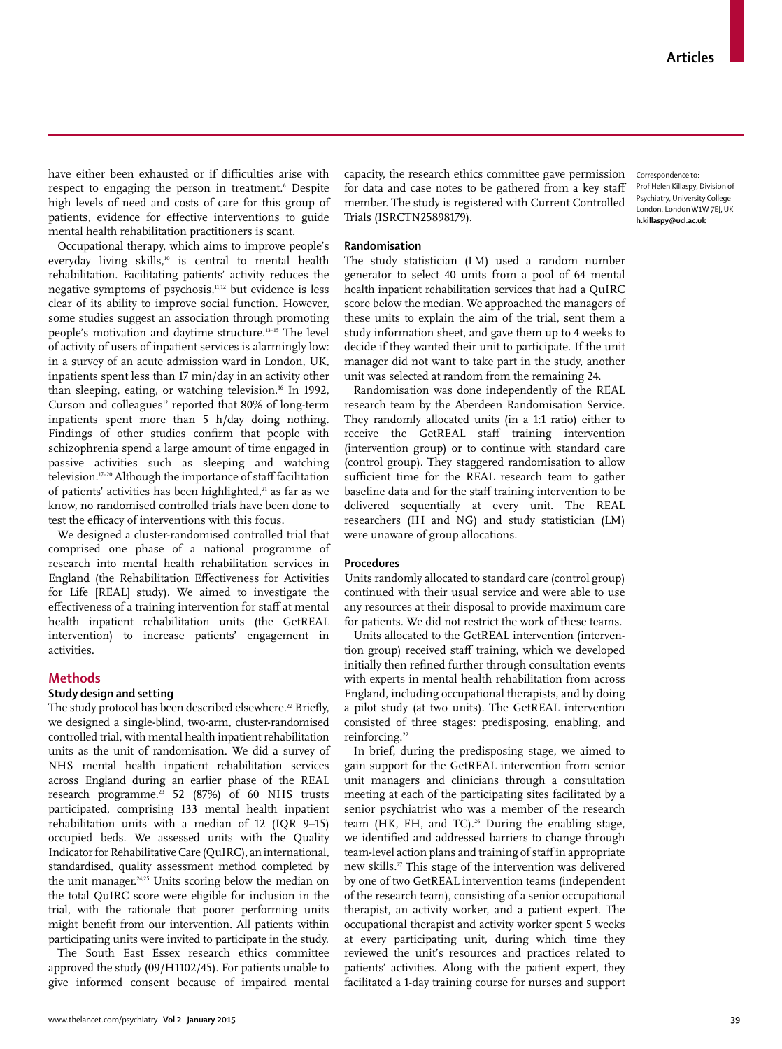have either been exhausted or if difficulties arise with respect to engaging the person in treatment.[6] Despite high levels of need and costs of care for this group of patients, evidence for effective interventions to guide mental health rehabilitation practitioners is scant.

Occupational therapy, which aims to improve people's everyday living skills,[10] is central to mental health rehabilitation. Facilitating patients' activity reduces the negative symptoms of psychosis,[11,12] but evidence is less clear of its ability to improve social function. However, some studies suggest an association through promoting people's motivation and daytime structure.[13–15] The level of activity of users of inpatient services is alarmingly low: in a survey of an acute admission ward in London, UK, inpatients spent less than 17 min/day in an activity other than sleeping, eating, or watching television.[16] In 1992, Curson and colleagues[12] reported that 80% of long-term inpatients spent more than 5 h/day doing nothing. Findings of other studies confirm that people with schizophrenia spend a large amount of time engaged in passive activities such as sleeping and watching television.[17–20] Although the importance of staff facilitation of patients' activities has been highlighted,[21] as far as we know, no randomised controlled trials have been done to test the efficacy of interventions with this focus.

We designed a cluster-randomised controlled trial that comprised one phase of a national programme of research into mental health rehabilitation services in England (the Rehabilitation Effectiveness for Activities for Life [REAL] study). We aimed to investigate the effectiveness of a training intervention for staff at mental health inpatient rehabilitation units (the GetREAL intervention) to increase patients' engagement in activities.

## Methods

### Study design and setting

The study protocol has been described elsewhere.[22] Briefly, we designed a single-blind, two-arm, cluster-randomised controlled trial, with mental health inpatient rehabilitation units as the unit of randomisation. We did a survey of NHS mental health inpatient rehabilitation services across England during an earlier phase of the REAL research programme.[23] 52 (87%) of 60 NHS trusts participated, comprising 133 mental health inpatient rehabilitation units with a median of 12 (IQR 9–15) occupied beds. We assessed units with the Quality Indicator for Rehabilitative Care (QuIRC), an international, standardised, quality assessment method completed by the unit manager.[24,25] Units scoring below the median on the total QuIRC score were eligible for inclusion in the trial, with the rationale that poorer performing units might benefit from our intervention. All patients within participating units were invited to participate in the study.

The South East Essex research ethics committee approved the study (09/H1102/45). For patients unable to give informed consent because of impaired mental capacity, the research ethics committee gave permission for data and case notes to be gathered from a key staff member. The study is registered with Current Controlled Trials (ISRCTN25898179).

Correspondence to: Prof Helen Killaspy, Division of Psychiatry, University College London, London W1W 7EJ, UK **h.killaspy@ucl.ac.uk**

### Randomisation

The study statistician (LM) used a random number generator to select 40 units from a pool of 64 mental health inpatient rehabilitation services that had a QuIRC score below the median. We approached the managers of these units to explain the aim of the trial, sent them a study information sheet, and gave them up to 4 weeks to decide if they wanted their unit to participate. If the unit manager did not want to take part in the study, another unit was selected at random from the remaining 24.

Randomisation was done independently of the REAL research team by the Aberdeen Randomisation Service. They randomly allocated units (in a 1:1 ratio) either to receive the GetREAL staff training intervention (intervention group) or to continue with standard care (control group). They staggered randomisation to allow sufficient time for the REAL research team to gather baseline data and for the staff training intervention to be delivered sequentially at every unit. The REAL researchers (IH and NG) and study statistician (LM) were unaware of group allocations.

### Procedures

Units randomly allocated to standard care (control group) continued with their usual service and were able to use any resources at their disposal to provide maximum care for patients. We did not restrict the work of these teams.

Units allocated to the GetREAL intervention (intervention group) received staff training, which we developed initially then refined further through consultation events with experts in mental health rehabilitation from across England, including occupational therapists, and by doing a pilot study (at two units). The GetREAL intervention consisted of three stages: predisposing, enabling, and reinforcing.[22]

In brief, during the predisposing stage, we aimed to gain support for the GetREAL intervention from senior unit managers and clinicians through a consultation meeting at each of the participating sites facilitated by a senior psychiatrist who was a member of the research team (HK, FH, and TC).[26] During the enabling stage, we identified and addressed barriers to change through team-level action plans and training of staff in appropriate new skills.[27] This stage of the intervention was delivered by one of two GetREAL intervention teams (independent of the research team), consisting of a senior occupational therapist, an activity worker, and a patient expert. The occupational therapist and activity worker spent 5 weeks at every participating unit, during which time they reviewed the unit's resources and practices related to patients' activities. Along with the patient expert, they facilitated a 1-day training course for nurses and support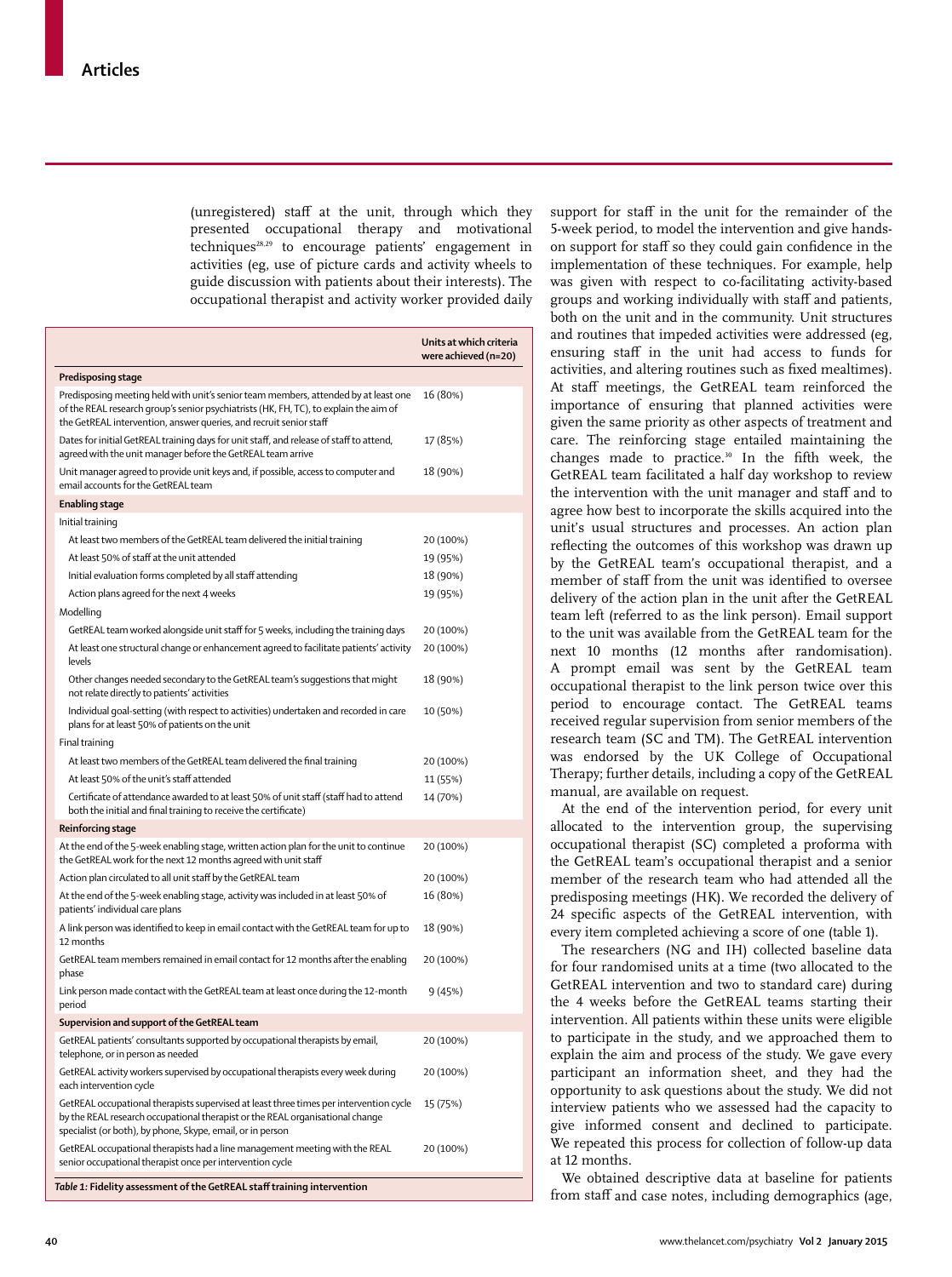(unregistered) staff at the unit, through which they presented occupational therapy and motivational techniques[28,29] to encourage patients' engagement in activities (eg, use of picture cards and activity wheels to guide discussion with patients about their interests). The occupational therapist and activity worker provided daily support for staff in the unit for the remainder of the 5-week period, to model the intervention and give hands-on support for staff so they could gain confidence in the implementation of these techniques. For example, help was given with respect to co-facilitating activity-based groups and working individually with staff and patients, both on the unit and in the community. Unit structures and routines that impeded activities were addressed (eg, ensuring staff in the unit had access to funds for activities, and altering routines such as fixed mealtimes). At staff meetings, the GetREAL team reinforced the importance of ensuring that planned activities were given the same priority as other aspects of treatment and care. The reinforcing stage entailed maintaining the changes made to practice.[30] In the fifth week, the GetREAL team facilitated a half day workshop to review the intervention with the unit manager and staff and to agree how best to incorporate the skills acquired into the unit's usual structures and processes. An action plan reflecting the outcomes of this workshop was drawn up by the GetREAL team's occupational therapist, and a member of staff from the unit was identified to oversee delivery of the action plan in the unit after the GetREAL team left (referred to as the link person). Email support to the unit was available from the GetREAL team for the next 10 months (12 months after randomisation). A prompt email was sent by the GetREAL team occupational therapist to the link person twice over this period to encourage contact. The GetREAL teams received regular supervision from senior members of the research team (SC and TM). The GetREAL intervention was endorsed by the UK College of Occupational Therapy; further details, including a copy of the GetREAL manual, are available on request.

| | Units at which criteria were achieved (n=20) |
|---|---|
| **Predisposing stage** | |
| Predisposing meeting held with unit's senior team members, attended by at least one of the REAL research group's senior psychiatrists (HK, FH, TC), to explain the aim of the GetREAL intervention, answer queries, and recruit senior staff | 16 (80%) |
| Dates for initial GetREAL training days for unit staff, and release of staff to attend, agreed with the unit manager before the GetREAL team arrive | 17 (85%) |
| Unit manager agreed to provide unit keys and, if possible, access to computer and email accounts for the GetREAL team | 18 (90%) |
| **Enabling stage** | |
| Initial training | |
| At least two members of the GetREAL team delivered the initial training | 20 (100%) |
| At least 50% of staff at the unit attended | 19 (95%) |
| Initial evaluation forms completed by all staff attending | 18 (90%) |
| Action plans agreed for the next 4 weeks | 19 (95%) |
| Modelling | |
| GetREAL team worked alongside unit staff for 5 weeks, including the training days | 20 (100%) |
| At least one structural change or enhancement agreed to facilitate patients' activity levels | 20 (100%) |
| Other changes needed secondary to the GetREAL team's suggestions that might not relate directly to patients' activities | 18 (90%) |
| Individual goal-setting (with respect to activities) undertaken and recorded in care plans for at least 50% of patients on the unit | 10 (50%) |
| Final training | |
| At least two members of the GetREAL team delivered the final training | 20 (100%) |
| At least 50% of the unit's staff attended | 11 (55%) |
| Certificate of attendance awarded to at least 50% of unit staff (staff had to attend both the initial and final training to receive the certificate) | 14 (70%) |
| **Reinforcing stage** | |
| At the end of the 5-week enabling stage, written action plan for the unit to continue the GetREAL work for the next 12 months agreed with unit staff | 20 (100%) |
| Action plan circulated to all unit staff by the GetREAL team | 20 (100%) |
| At the end of the 5-week enabling stage, activity was included in at least 50% of patients' individual care plans | 16 (80%) |
| A link person was identified to keep in email contact with the GetREAL team for up to 12 months | 18 (90%) |
| GetREAL team members remained in email contact for 12 months after the enabling phase | 20 (100%) |
| Link person made contact with the GetREAL team at least once during the 12-month period | 9 (45%) |
| **Supervision and support of the GetREAL team** | |
| GetREAL patients' consultants supported by occupational therapists by email, telephone, or in person as needed | 20 (100%) |
| GetREAL activity workers supervised by occupational therapists every week during each intervention cycle | 20 (100%) |
| GetREAL occupational therapists supervised at least three times per intervention cycle by the REAL research occupational therapist or the REAL organisational change specialist (or both), by phone, Skype, email, or in person | 15 (75%) |
| GetREAL occupational therapists had a line management meeting with the REAL senior occupational therapist once per intervention cycle | 20 (100%) |

*Table 1:* **Fidelity assessment of the GetREAL staff training intervention**

At the end of the intervention period, for every unit allocated to the intervention group, the supervising occupational therapist (SC) completed a proforma with the GetREAL team's occupational therapist and a senior member of the research team who had attended all the predisposing meetings (HK). We recorded the delivery of 24 specific aspects of the GetREAL intervention, with every item completed achieving a score of one (table 1).

The researchers (NG and IH) collected baseline data for four randomised units at a time (two allocated to the GetREAL intervention and two to standard care) during the 4 weeks before the GetREAL teams starting their intervention. All patients within these units were eligible to participate in the study, and we approached them to explain the aim and process of the study. We gave every participant an information sheet, and they had the opportunity to ask questions about the study. We did not interview patients who we assessed had the capacity to give informed consent and declined to participate. We repeated this process for collection of follow-up data at 12 months.

We obtained descriptive data at baseline for patients from staff and case notes, including demographics (age,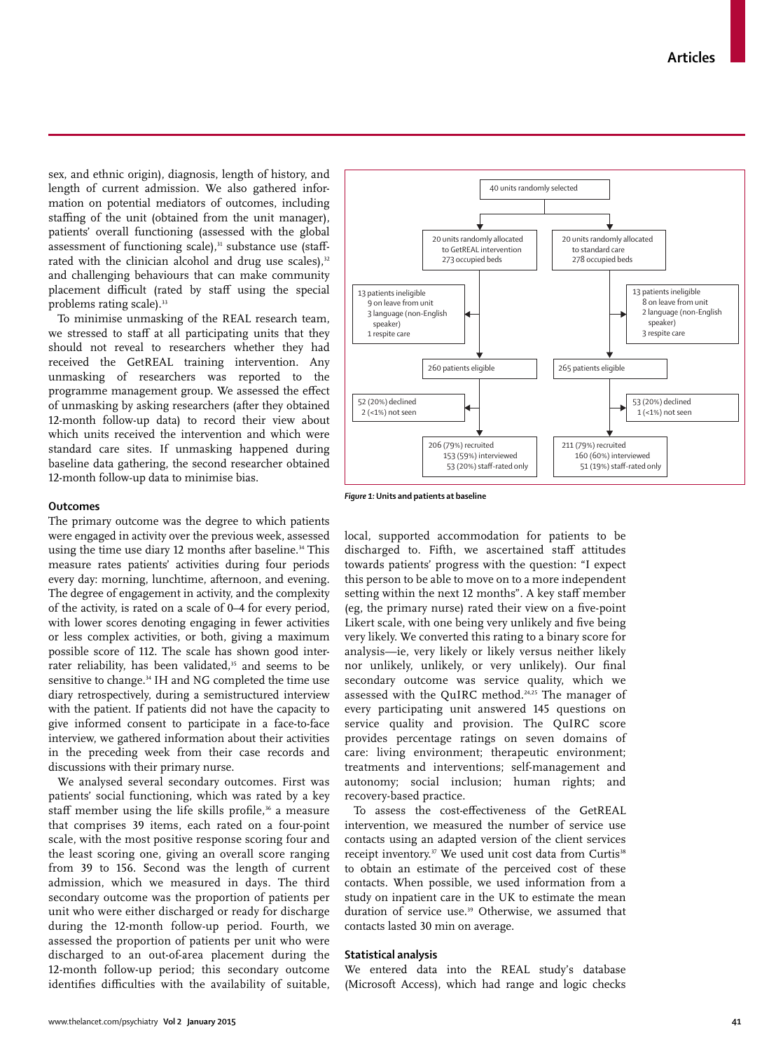sex, and ethnic origin), diagnosis, length of history, and length of current admission. We also gathered information on potential mediators of outcomes, including staffing of the unit (obtained from the unit manager), patients' overall functioning (assessed with the global assessment of functioning scale),[31] substance use (staff-rated with the clinician alcohol and drug use scales),[32] and challenging behaviours that can make community placement difficult (rated by staff using the special problems rating scale).[33]

To minimise unmasking of the REAL research team, we stressed to staff at all participating units that they should not reveal to researchers whether they had received the GetREAL training intervention. Any unmasking of researchers was reported to the programme management group. We assessed the effect of unmasking by asking researchers (after they obtained 12-month follow-up data) to record their view about which units received the intervention and which were standard care sites. If unmasking happened during baseline data gathering, the second researcher obtained 12-month follow-up data to minimise bias.

## Outcomes

The primary outcome was the degree to which patients were engaged in activity over the previous week, assessed using the time use diary 12 months after baseline.[34] This measure rates patients' activities during four periods every day: morning, lunchtime, afternoon, and evening. The degree of engagement in activity, and the complexity of the activity, is rated on a scale of 0–4 for every period, with lower scores denoting engaging in fewer activities or less complex activities, or both, giving a maximum possible score of 112. The scale has shown good inter-rater reliability, has been validated,[35] and seems to be sensitive to change.[34] IH and NG completed the time use diary retrospectively, during a semistructured interview with the patient. If patients did not have the capacity to give informed consent to participate in a face-to-face interview, we gathered information about their activities in the preceding week from their case records and discussions with their primary nurse.

We analysed several secondary outcomes. First was patients' social functioning, which was rated by a key staff member using the life skills profile,[36] a measure that comprises 39 items, each rated on a four-point scale, with the most positive response scoring four and the least scoring one, giving an overall score ranging from 39 to 156. Second was the length of current admission, which we measured in days. The third secondary outcome was the proportion of patients per unit who were either discharged or ready for discharge during the 12-month follow-up period. Fourth, we assessed the proportion of patients per unit who were discharged to an out-of-area placement during the 12-month follow-up period; this secondary outcome identifies difficulties with the availability of suitable, local, supported accommodation for patients to be discharged to. Fifth, we ascertained staff attitudes towards patients' progress with the question: "I expect this person to be able to move on to a more independent setting within the next 12 months". A key staff member (eg, the primary nurse) rated their view on a five-point Likert scale, with one being very unlikely and five being very likely. We converted this rating to a binary score for analysis—ie, very likely or likely versus neither likely nor unlikely, unlikely, or very unlikely). Our final secondary outcome was service quality, which we assessed with the QuIRC method.[24,25] The manager of every participating unit answered 145 questions on service quality and provision. The QuIRC score provides percentage ratings on seven domains of care: living environment; therapeutic environment; treatments and interventions; self-management and autonomy; social inclusion; human rights; and recovery-based practice.

To assess the cost-effectiveness of the GetREAL intervention, we measured the number of service use contacts using an adapted version of the client services receipt inventory.[37] We used unit cost data from Curtis[38] to obtain an estimate of the perceived cost of these contacts. When possible, we used information from a study on inpatient care in the UK to estimate the mean duration of service use.[39] Otherwise, we assumed that contacts lasted 30 min on average.

40 units randomly selected

- 20 units randomly allocated to GetREAL intervention; 273 occupied beds
  - 13 patients ineligible: 9 on leave from unit; 3 language (non-English speaker); 1 respite care
  - 260 patients eligible
  - 52 (20%) declined; 2 (<1%) not seen
  - 206 (79%) recruited: 153 (59%) interviewed; 53 (20%) staff-rated only
- 20 units randomly allocated to standard care; 278 occupied beds
  - 13 patients ineligible: 8 on leave from unit; 2 language (non-English speaker); 3 respite care
  - 265 patients eligible
  - 53 (20%) declined; 1 (<1%) not seen
  - 211 (79%) recruited: 160 (60%) interviewed; 51 (19%) staff-rated only

*Figure 1:* **Units and patients at baseline**

## Statistical analysis

We entered data into the REAL study's database (Microsoft Access), which had range and logic checks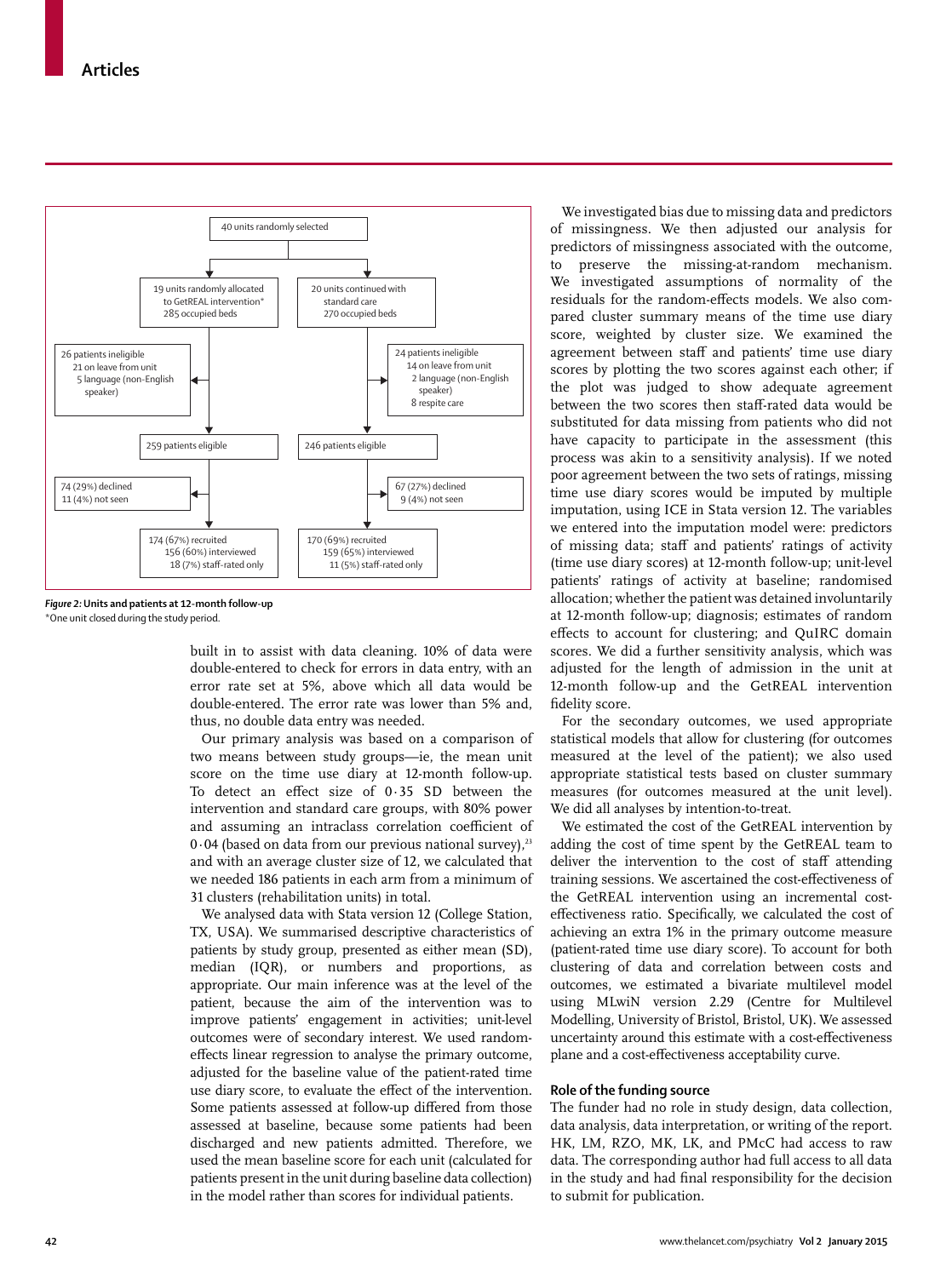40 units randomly selected

19 units randomly allocated to GetREAL intervention* — 285 occupied beds

20 units continued with standard care — 270 occupied beds

26 patients ineligible
- 21 on leave from unit
- 5 language (non-English speaker)

24 patients ineligible
- 14 on leave from unit
- 2 language (non-English speaker)
- 8 respite care

259 patients eligible

246 patients eligible

74 (29%) declined
11 (4%) not seen

67 (27%) declined
9 (4%) not seen

174 (67%) recruited
- 156 (60%) interviewed
- 18 (7%) staff-rated only

170 (69%) recruited
- 159 (65%) interviewed
- 11 (5%) staff-rated only

***Figure 2:*** **Units and patients at 12-month follow-up**
*One unit closed during the study period.

built in to assist with data cleaning. 10% of data were double-entered to check for errors in data entry, with an error rate set at 5%, above which all data would be double-entered. The error rate was lower than 5% and, thus, no double data entry was needed.

Our primary analysis was based on a comparison of two means between study groups—ie, the mean unit score on the time use diary at 12-month follow-up. To detect an effect size of 0·35 SD between the intervention and standard care groups, with 80% power and assuming an intraclass correlation coefficient of 0·04 (based on data from our previous national survey),[23] and with an average cluster size of 12, we calculated that we needed 186 patients in each arm from a minimum of 31 clusters (rehabilitation units) in total.

We analysed data with Stata version 12 (College Station, TX, USA). We summarised descriptive characteristics of patients by study group, presented as either mean (SD), median (IQR), or numbers and proportions, as appropriate. Our main inference was at the level of the patient, because the aim of the intervention was to improve patients' engagement in activities; unit-level outcomes were of secondary interest. We used random-effects linear regression to analyse the primary outcome, adjusted for the baseline value of the patient-rated time use diary score, to evaluate the effect of the intervention. Some patients assessed at follow-up differed from those assessed at baseline, because some patients had been discharged and new patients admitted. Therefore, we used the mean baseline score for each unit (calculated for patients present in the unit during baseline data collection) in the model rather than scores for individual patients.

We investigated bias due to missing data and predictors of missingness. We then adjusted our analysis for predictors of missingness associated with the outcome, to preserve the missing-at-random mechanism. We investigated assumptions of normality of the residuals for the random-effects models. We also compared cluster summary means of the time use diary score, weighted by cluster size. We examined the agreement between staff and patients' time use diary scores by plotting the two scores against each other; if the plot was judged to show adequate agreement between the two scores then staff-rated data would be substituted for data missing from patients who did not have capacity to participate in the assessment (this process was akin to a sensitivity analysis). If we noted poor agreement between the two sets of ratings, missing time use diary scores would be imputed by multiple imputation, using ICE in Stata version 12. The variables we entered into the imputation model were: predictors of missing data; staff and patients' ratings of activity (time use diary scores) at 12-month follow-up; unit-level patients' ratings of activity at baseline; randomised allocation; whether the patient was detained involuntarily at 12-month follow-up; diagnosis; estimates of random effects to account for clustering; and QuIRC domain scores. We did a further sensitivity analysis, which was adjusted for the length of admission in the unit at 12-month follow-up and the GetREAL intervention fidelity score.

For the secondary outcomes, we used appropriate statistical models that allow for clustering (for outcomes measured at the level of the patient); we also used appropriate statistical tests based on cluster summary measures (for outcomes measured at the unit level). We did all analyses by intention-to-treat.

We estimated the cost of the GetREAL intervention by adding the cost of time spent by the GetREAL team to deliver the intervention to the cost of staff attending training sessions. We ascertained the cost-effectiveness of the GetREAL intervention using an incremental cost-effectiveness ratio. Specifically, we calculated the cost of achieving an extra 1% in the primary outcome measure (patient-rated time use diary score). To account for both clustering of data and correlation between costs and outcomes, we estimated a bivariate multilevel model using MLwiN version 2.29 (Centre for Multilevel Modelling, University of Bristol, Bristol, UK). We assessed uncertainty around this estimate with a cost-effectiveness plane and a cost-effectiveness acceptability curve.

### Role of the funding source

The funder had no role in study design, data collection, data analysis, data interpretation, or writing of the report. HK, LM, RZO, MK, LK, and PMcC had access to raw data. The corresponding author had full access to all data in the study and had final responsibility for the decision to submit for publication.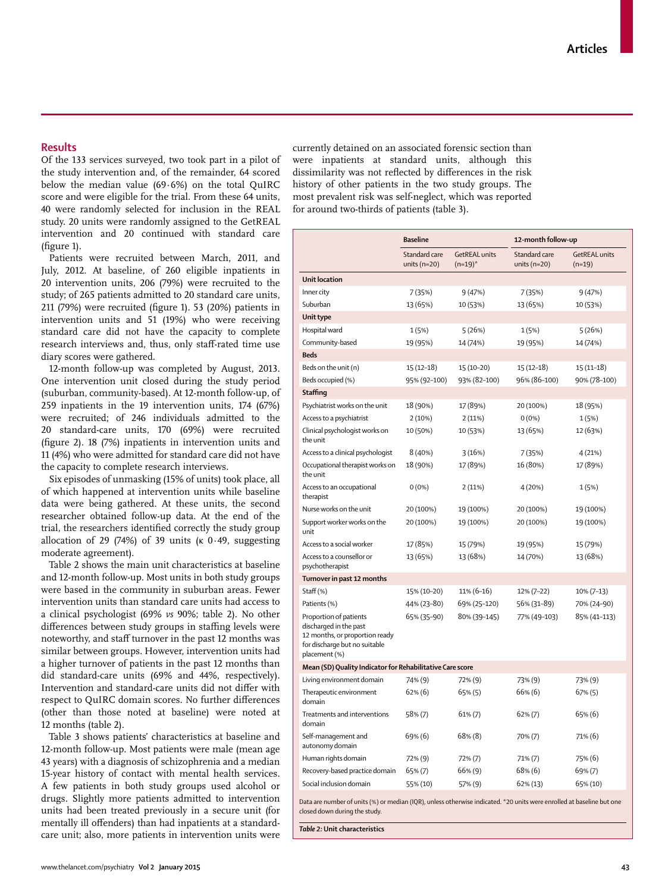## Results

Of the 133 services surveyed, two took part in a pilot of the study intervention and, of the remainder, 64 scored below the median value (69·6%) on the total QuIRC score and were eligible for the trial. From these 64 units, 40 were randomly selected for inclusion in the REAL study. 20 units were randomly assigned to the GetREAL intervention and 20 continued with standard care (figure 1).

Patients were recruited between March, 2011, and July, 2012. At baseline, of 260 eligible inpatients in 20 intervention units, 206 (79%) were recruited to the study; of 265 patients admitted to 20 standard care units, 211 (79%) were recruited (figure 1). 53 (20%) patients in intervention units and 51 (19%) who were receiving standard care did not have the capacity to complete research interviews and, thus, only staff-rated time use diary scores were gathered.

12-month follow-up was completed by August, 2013. One intervention unit closed during the study period (suburban, community-based). At 12-month follow-up, of 259 inpatients in the 19 intervention units, 174 (67%) were recruited; of 246 individuals admitted to the 20 standard-care units, 170 (69%) were recruited (figure 2). 18 (7%) inpatients in intervention units and 11 (4%) who were admitted for standard care did not have the capacity to complete research interviews.

Six episodes of unmasking (15% of units) took place, all of which happened at intervention units while baseline data were being gathered. At these units, the second researcher obtained follow-up data. At the end of the trial, the researchers identified correctly the study group allocation of 29 (74%) of 39 units (κ 0·49, suggesting moderate agreement).

Table 2 shows the main unit characteristics at baseline and 12-month follow-up. Most units in both study groups were based in the community in suburban areas. Fewer intervention units than standard care units had access to a clinical psychologist (69% *vs* 90%; table 2). No other differences between study groups in staffing levels were noteworthy, and staff turnover in the past 12 months was similar between groups. However, intervention units had a higher turnover of patients in the past 12 months than did standard-care units (69% and 44%, respectively). Intervention and standard-care units did not differ with respect to QuIRC domain scores. No further differences (other than those noted at baseline) were noted at 12 months (table 2).

Table 3 shows patients' characteristics at baseline and 12-month follow-up. Most patients were male (mean age 43 years) with a diagnosis of schizophrenia and a median 15-year history of contact with mental health services. A few patients in both study groups used alcohol or drugs. Slightly more patients admitted to intervention units had been treated previously in a secure unit (for mentally ill offenders) than had inpatients at a standard-care unit; also, more patients in intervention units were currently detained on an associated forensic section than were inpatients at standard units, although this dissimilarity was not reflected by differences in the risk history of other patients in the two study groups. The most prevalent risk was self-neglect, which was reported for around two-thirds of patients (table 3).

| | Baseline | | 12-month follow-up | |
|---|---|---|---|---|
| | Standard care units (n=20) | GetREAL units (n=19)* | Standard care units (n=20) | GetREAL units (n=19) |
| **Unit location** | | | | |
| Inner city | 7 (35%) | 9 (47%) | 7 (35%) | 9 (47%) |
| Suburban | 13 (65%) | 10 (53%) | 13 (65%) | 10 (53%) |
| **Unit type** | | | | |
| Hospital ward | 1 (5%) | 5 (26%) | 1 (5%) | 5 (26%) |
| Community-based | 19 (95%) | 14 (74%) | 19 (95%) | 14 (74%) |
| **Beds** | | | | |
| Beds on the unit (n) | 15 (12–18) | 15 (10–20) | 15 (12–18) | 15 (11–18) |
| Beds occupied (%) | 95% (92–100) | 93% (82–100) | 96% (86–100) | 90% (78–100) |
| **Staffing** | | | | |
| Psychiatrist works on the unit | 18 (90%) | 17 (89%) | 20 (100%) | 18 (95%) |
| Access to a psychiatrist | 2 (10%) | 2 (11%) | 0 (0%) | 1 (5%) |
| Clinical psychologist works on the unit | 10 (50%) | 10 (53%) | 13 (65%) | 12 (63%) |
| Access to a clinical psychologist | 8 (40%) | 3 (16%) | 7 (35%) | 4 (21%) |
| Occupational therapist works on the unit | 18 (90%) | 17 (89%) | 16 (80%) | 17 (89%) |
| Access to an occupational therapist | 0 (0%) | 2 (11%) | 4 (20%) | 1 (5%) |
| Nurse works on the unit | 20 (100%) | 19 (100%) | 20 (100%) | 19 (100%) |
| Support worker works on the unit | 20 (100%) | 19 (100%) | 20 (100%) | 19 (100%) |
| Access to a social worker | 17 (85%) | 15 (79%) | 19 (95%) | 15 (79%) |
| Access to a counsellor or psychotherapist | 13 (65%) | 13 (68%) | 14 (70%) | 13 (68%) |
| **Turnover in past 12 months** | | | | |
| Staff (%) | 15% (10–20) | 11% (6–16) | 12% (7–22) | 10% (7–13) |
| Patients (%) | 44% (23–80) | 69% (25–120) | 56% (31–89) | 70% (24–90) |
| Proportion of patients discharged in the past 12 months, or proportion ready for discharge but no suitable placement (%) | 65% (35–90) | 80% (39–145) | 77% (49–103) | 85% (41–113) |
| **Mean (SD) Quality Indicator for Rehabilitative Care score** | | | | |
| Living environment domain | 74% (9) | 72% (9) | 73% (9) | 73% (9) |
| Therapeutic environment domain | 62% (6) | 65% (5) | 66% (6) | 67% (5) |
| Treatments and interventions domain | 58% (7) | 61% (7) | 62% (7) | 65% (6) |
| Self-management and autonomy domain | 69% (6) | 68% (8) | 70% (7) | 71% (6) |
| Human rights domain | 72% (9) | 72% (7) | 71% (7) | 75% (6) |
| Recovery-based practice domain | 65% (7) | 66% (9) | 68% (6) | 69% (7) |
| Social inclusion domain | 55% (10) | 57% (9) | 62% (13) | 65% (10) |

Data are number of units (%) or median (IQR), unless otherwise indicated. *20 units were enrolled at baseline but one closed down during the study.

***Table 2:* Unit characteristics**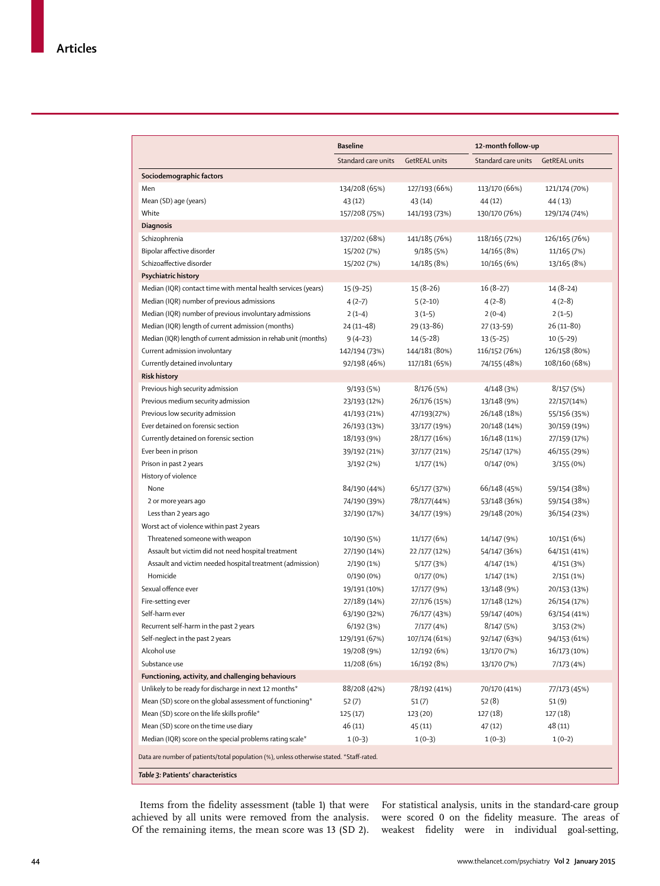| | Baseline | | 12-month follow-up | |
|---|---|---|---|---|
| | Standard care units | GetREAL units | Standard care units | GetREAL units |
| **Sociodemographic factors** | | | | |
| Men | 134/208 (65%) | 127/193 (66%) | 113/170 (66%) | 121/174 (70%) |
| Mean (SD) age (years) | 43 (12) | 43 (14) | 44 (12) | 44 ( 13) |
| White | 157/208 (75%) | 141/193 (73%) | 130/170 (76%) | 129/174 (74%) |
| **Diagnosis** | | | | |
| Schizophrenia | 137/202 (68%) | 141/185 (76%) | 118/165 (72%) | 126/165 (76%) |
| Bipolar affective disorder | 15/202 (7%) | 9/185 (5%) | 14/165 (8%) | 11/165 (7%) |
| Schizoaffective disorder | 15/202 (7%) | 14/185 (8%) | 10/165 (6%) | 13/165 (8%) |
| **Psychiatric history** | | | | |
| Median (IQR) contact time with mental health services (years) | 15 (9–25) | 15 (8–26) | 16 (8–27) | 14 (8–24) |
| Median (IQR) number of previous admissions | 4 (2–7) | 5 (2–10) | 4 (2–8) | 4 (2–8) |
| Median (IQR) number of previous involuntary admissions | 2 (1–4) | 3 (1–5) | 2 (0–4) | 2 (1–5) |
| Median (IQR) length of current admission (months) | 24 (11–48) | 29 (13–86) | 27 (13–59) | 26 (11–80) |
| Median (IQR) length of current admission in rehab unit (months) | 9 (4–23) | 14 (5–28) | 13 (5–25) | 10 (5–29) |
| Current admission involuntary | 142/194 (73%) | 144/181 (80%) | 116/152 (76%) | 126/158 (80%) |
| Currently detained involuntary | 92/198 (46%) | 117/181 (65%) | 74/155 (48%) | 108/160 (68%) |
| **Risk history** | | | | |
| Previous high security admission | 9/193 (5%) | 8/176 (5%) | 4/148 (3%) | 8/157 (5%) |
| Previous medium security admission | 23/193 (12%) | 26/176 (15%) | 13/148 (9%) | 22/157(14%) |
| Previous low security admission | 41/193 (21%) | 47/193(27%) | 26/148 (18%) | 55/156 (35%) |
| Ever detained on forensic section | 26/193 (13%) | 33/177 (19%) | 20/148 (14%) | 30/159 (19%) |
| Currently detained on forensic section | 18/193 (9%) | 28/177 (16%) | 16/148 (11%) | 27/159 (17%) |
| Ever been in prison | 39/192 (21%) | 37/177 (21%) | 25/147 (17%) | 46/155 (29%) |
| Prison in past 2 years | 3/192 (2%) | 1/177 (1%) | 0/147 (0%) | 3/155 (0%) |
| History of violence | | | | |
| None | 84/190 (44%) | 65/177 (37%) | 66/148 (45%) | 59/154 (38%) |
| 2 or more years ago | 74/190 (39%) | 78/177(44%) | 53/148 (36%) | 59/154 (38%) |
| Less than 2 years ago | 32/190 (17%) | 34/177 (19%) | 29/148 (20%) | 36/154 (23%) |
| Worst act of violence within past 2 years | | | | |
| Threatened someone with weapon | 10/190 (5%) | 11/177 (6%) | 14/147 (9%) | 10/151 (6%) |
| Assault but victim did not need hospital treatment | 27/190 (14%) | 22 /177 (12%) | 54/147 (36%) | 64/151 (41%) |
| Assault and victim needed hospital treatment (admission) | 2/190 (1%) | 5/177 (3%) | 4/147 (1%) | 4/151 (3%) |
| Homicide | 0/190 (0%) | 0/177 (0%) | 1/147 (1%) | 2/151 (1%) |
| Sexual offence ever | 19/191 (10%) | 17/177 (9%) | 13/148 (9%) | 20/153 (13%) |
| Fire-setting ever | 27/189 (14%) | 27/176 (15%) | 17/148 (12%) | 26/154 (17%) |
| Self-harm ever | 63/190 (32%) | 76/177 (43%) | 59/147 (40%) | 63/154 (41%) |
| Recurrent self-harm in the past 2 years | 6/192 (3%) | 7/177 (4%) | 8/147 (5%) | 3/153 (2%) |
| Self-neglect in the past 2 years | 129/191 (67%) | 107/174 (61%) | 92/147 (63%) | 94/153 (61%) |
| Alcohol use | 19/208 (9%) | 12/192 (6%) | 13/170 (7%) | 16/173 (10%) |
| Substance use | 11/208 (6%) | 16/192 (8%) | 13/170 (7%) | 7/173 (4%) |
| **Functioning, activity, and challenging behaviours** | | | | |
| Unlikely to be ready for discharge in next 12 months* | 88/208 (42%) | 78/192 (41%) | 70/170 (41%) | 77/173 (45%) |
| Mean (SD) score on the global assessment of functioning* | 52 (7) | 51 (7) | 52 (8) | 51 (9) |
| Mean (SD) score on the life skills profile* | 125 (17) | 123 (20) | 127 (18) | 127 (18) |
| Mean (SD) score on the time use diary | 46 (11) | 45 (11) | 47 (12) | 48 (11) |
| Median (IQR) score on the special problems rating scale* | 1 (0–3) | 1 (0–3) | 1 (0–3) | 1 (0–2) |

Data are number of patients/total population (%), unless otherwise stated. *Staff-rated.

***Table 3:*** **Patients' characteristics**

Items from the fidelity assessment (table 1) that were achieved by all units were removed from the analysis. Of the remaining items, the mean score was 13 (SD 2). For statistical analysis, units in the standard-care group were scored 0 on the fidelity measure. The areas of weakest fidelity were in individual goal-setting,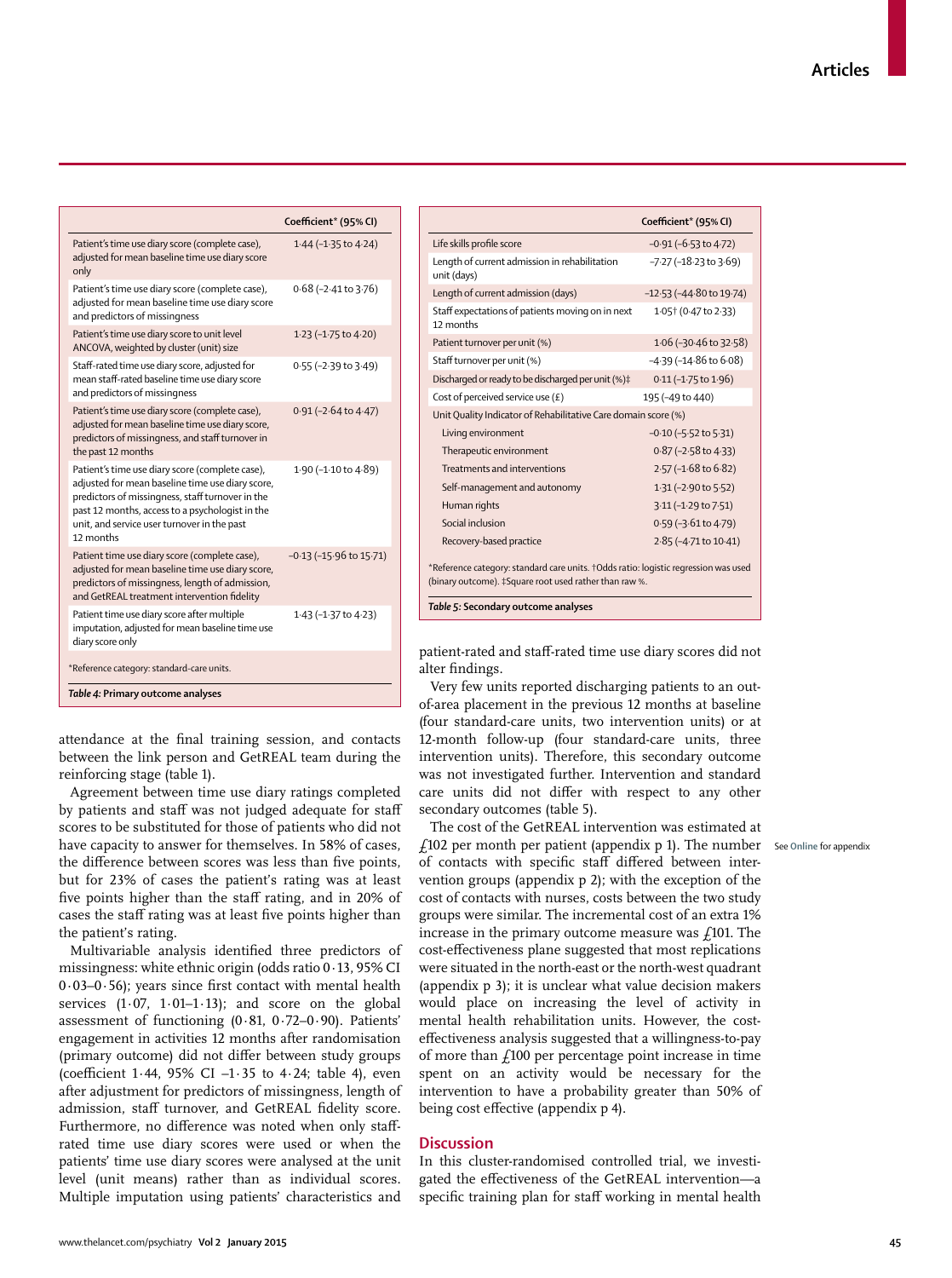| | Coefficient* (95% CI) |
|---|---|
| Patient's time use diary score (complete case), adjusted for mean baseline time use diary score only | 1·44 (–1·35 to 4·24) |
| Patient's time use diary score (complete case), adjusted for mean baseline time use diary score and predictors of missingness | 0·68 (–2·41 to 3·76) |
| Patient's time use diary score to unit level ANCOVA, weighted by cluster (unit) size | 1·23 (–1·75 to 4·20) |
| Staff-rated time use diary score, adjusted for mean staff-rated baseline time use diary score and predictors of missingness | 0·55 (–2·39 to 3·49) |
| Patient's time use diary score (complete case), adjusted for mean baseline time use diary score, predictors of missingness, and staff turnover in the past 12 months | 0·91 (–2·64 to 4·47) |
| Patient's time use diary score (complete case), adjusted for mean baseline time use diary score, predictors of missingness, staff turnover in the past 12 months, access to a psychologist in the unit, and service user turnover in the past 12 months | 1·90 (–1·10 to 4·89) |
| Patient time use diary score (complete case), adjusted for mean baseline time use diary score, predictors of missingness, length of admission, and GetREAL treatment intervention fidelity | –0·13 (–15·96 to 15·71) |
| Patient time use diary score after multiple imputation, adjusted for mean baseline time use diary score only | 1·43 (–1·37 to 4·23) |

*Reference category: standard-care units.

*Table 4:* **Primary outcome analyses**

attendance at the final training session, and contacts between the link person and GetREAL team during the reinforcing stage (table 1).

Agreement between time use diary ratings completed by patients and staff was not judged adequate for staff scores to be substituted for those of patients who did not have capacity to answer for themselves. In 58% of cases, the difference between scores was less than five points, but for 23% of cases the patient's rating was at least five points higher than the staff rating, and in 20% of cases the staff rating was at least five points higher than the patient's rating.

Multivariable analysis identified three predictors of missingness: white ethnic origin (odds ratio 0·13, 95% CI 0·03–0·56); years since first contact with mental health services (1·07, 1·01–1·13); and score on the global assessment of functioning (0·81, 0·72–0·90). Patients' engagement in activities 12 months after randomisation (primary outcome) did not differ between study groups (coefficient 1·44, 95% CI –1·35 to 4·24; table 4), even after adjustment for predictors of missingness, length of admission, staff turnover, and GetREAL fidelity score. Furthermore, no difference was noted when only staff-rated time use diary scores were used or when the patients' time use diary scores were analysed at the unit level (unit means) rather than as individual scores. Multiple imputation using patients' characteristics and patient-rated and staff-rated time use diary scores did not alter findings.

| | Coefficient* (95% CI) |
|---|---|
| Life skills profile score | –0·91 (–6·53 to 4·72) |
| Length of current admission in rehabilitation unit (days) | –7·27 (–18·23 to 3·69) |
| Length of current admission (days) | –12·53 (–44·80 to 19·74) |
| Staff expectations of patients moving on in next 12 months | 1·05† (0·47 to 2·33) |
| Patient turnover per unit (%) | 1·06 (–30·46 to 32·58) |
| Staff turnover per unit (%) | –4·39 (–14·86 to 6·08) |
| Discharged or ready to be discharged per unit (%)‡ | 0·11 (–1·75 to 1·96) |
| Cost of perceived service use (£) | 195 (–49 to 440) |
| Unit Quality Indicator of Rehabilitative Care domain score (%) | |
| Living environment | –0·10 (–5·52 to 5·31) |
| Therapeutic environment | 0·87 (–2·58 to 4·33) |
| Treatments and interventions | 2·57 (–1·68 to 6·82) |
| Self-management and autonomy | 1·31 (–2·90 to 5·52) |
| Human rights | 3·11 (–1·29 to 7·51) |
| Social inclusion | 0·59 (–3·61 to 4·79) |
| Recovery-based practice | 2·85 (–4·71 to 10·41) |

*Reference category: standard care units. †Odds ratio: logistic regression was used (binary outcome). ‡Square root used rather than raw %.

*Table 5:* **Secondary outcome analyses**

Very few units reported discharging patients to an out-of-area placement in the previous 12 months at baseline (four standard-care units, two intervention units) or at 12-month follow-up (four standard-care units, three intervention units). Therefore, this secondary outcome was not investigated further. Intervention and standard care units did not differ with respect to any other secondary outcomes (table 5).

The cost of the GetREAL intervention was estimated at £102 per month per patient (appendix p 1). The number of contacts with specific staff differed between intervention groups (appendix p 2); with the exception of the cost of contacts with nurses, costs between the two study groups were similar. The incremental cost of an extra 1% increase in the primary outcome measure was £101. The cost-effectiveness plane suggested that most replications were situated in the north-east or the north-west quadrant (appendix p 3); it is unclear what value decision makers would place on increasing the level of activity in mental health rehabilitation units. However, the cost-effectiveness analysis suggested that a willingness-to-pay of more than £100 per percentage point increase in time spent on an activity would be necessary for the intervention to have a probability greater than 50% of being cost effective (appendix p 4).

See Online for appendix

## Discussion

In this cluster-randomised controlled trial, we investigated the effectiveness of the GetREAL intervention—a specific training plan for staff working in mental health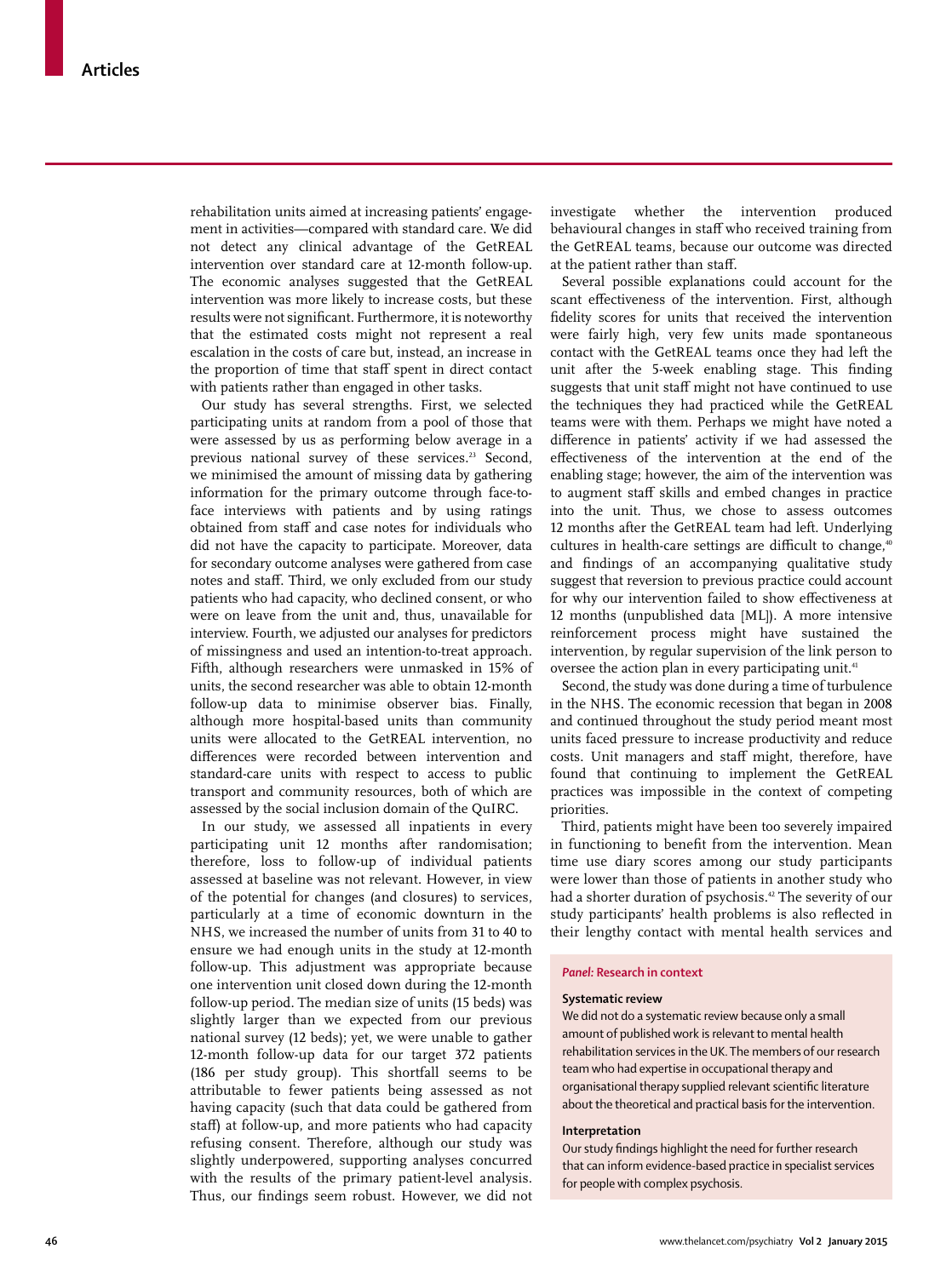rehabilitation units aimed at increasing patients' engagement in activities—compared with standard care. We did not detect any clinical advantage of the GetREAL intervention over standard care at 12-month follow-up. The economic analyses suggested that the GetREAL intervention was more likely to increase costs, but these results were not significant. Furthermore, it is noteworthy that the estimated costs might not represent a real escalation in the costs of care but, instead, an increase in the proportion of time that staff spent in direct contact with patients rather than engaged in other tasks.

Our study has several strengths. First, we selected participating units at random from a pool of those that were assessed by us as performing below average in a previous national survey of these services.[23] Second, we minimised the amount of missing data by gathering information for the primary outcome through face-to-face interviews with patients and by using ratings obtained from staff and case notes for individuals who did not have the capacity to participate. Moreover, data for secondary outcome analyses were gathered from case notes and staff. Third, we only excluded from our study patients who had capacity, who declined consent, or who were on leave from the unit and, thus, unavailable for interview. Fourth, we adjusted our analyses for predictors of missingness and used an intention-to-treat approach. Fifth, although researchers were unmasked in 15% of units, the second researcher was able to obtain 12-month follow-up data to minimise observer bias. Finally, although more hospital-based units than community units were allocated to the GetREAL intervention, no differences were recorded between intervention and standard-care units with respect to access to public transport and community resources, both of which are assessed by the social inclusion domain of the QuIRC.

In our study, we assessed all inpatients in every participating unit 12 months after randomisation; therefore, loss to follow-up of individual patients assessed at baseline was not relevant. However, in view of the potential for changes (and closures) to services, particularly at a time of economic downturn in the NHS, we increased the number of units from 31 to 40 to ensure we had enough units in the study at 12-month follow-up. This adjustment was appropriate because one intervention unit closed down during the 12-month follow-up period. The median size of units (15 beds) was slightly larger than we expected from our previous national survey (12 beds); yet, we were unable to gather 12-month follow-up data for our target 372 patients (186 per study group). This shortfall seems to be attributable to fewer patients being assessed as not having capacity (such that data could be gathered from staff) at follow-up, and more patients who had capacity refusing consent. Therefore, although our study was slightly underpowered, supporting analyses concurred with the results of the primary patient-level analysis. Thus, our findings seem robust. However, we did not investigate whether the intervention produced behavioural changes in staff who received training from the GetREAL teams, because our outcome was directed at the patient rather than staff.

Several possible explanations could account for the scant effectiveness of the intervention. First, although fidelity scores for units that received the intervention were fairly high, very few units made spontaneous contact with the GetREAL teams once they had left the unit after the 5-week enabling stage. This finding suggests that unit staff might not have continued to use the techniques they had practiced while the GetREAL teams were with them. Perhaps we might have noted a difference in patients' activity if we had assessed the effectiveness of the intervention at the end of the enabling stage; however, the aim of the intervention was to augment staff skills and embed changes in practice into the unit. Thus, we chose to assess outcomes 12 months after the GetREAL team had left. Underlying cultures in health-care settings are difficult to change,[40] and findings of an accompanying qualitative study suggest that reversion to previous practice could account for why our intervention failed to show effectiveness at 12 months (unpublished data [ML]). A more intensive reinforcement process might have sustained the intervention, by regular supervision of the link person to oversee the action plan in every participating unit.[41]

Second, the study was done during a time of turbulence in the NHS. The economic recession that began in 2008 and continued throughout the study period meant most units faced pressure to increase productivity and reduce costs. Unit managers and staff might, therefore, have found that continuing to implement the GetREAL practices was impossible in the context of competing priorities.

Third, patients might have been too severely impaired in functioning to benefit from the intervention. Mean time use diary scores among our study participants were lower than those of patients in another study who had a shorter duration of psychosis.[42] The severity of our study participants' health problems is also reflected in their lengthy contact with mental health services and

> ***Panel:* Research in context**
>
> **Systematic review**
>
> We did not do a systematic review because only a small amount of published work is relevant to mental health rehabilitation services in the UK. The members of our research team who had expertise in occupational therapy and organisational therapy supplied relevant scientific literature about the theoretical and practical basis for the intervention.
>
> **Interpretation**
>
> Our study findings highlight the need for further research that can inform evidence-based practice in specialist services for people with complex psychosis.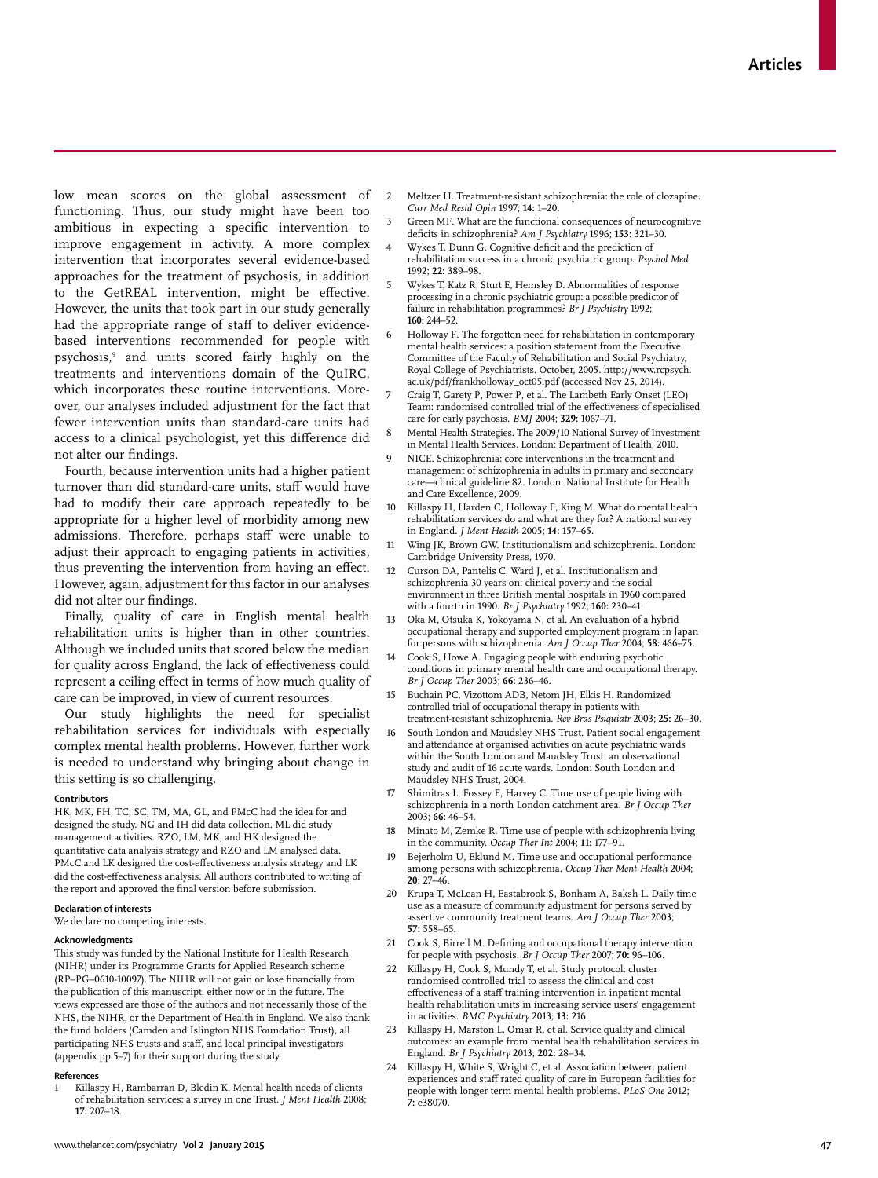low mean scores on the global assessment of functioning. Thus, our study might have been too ambitious in expecting a specific intervention to improve engagement in activity. A more complex intervention that incorporates several evidence-based approaches for the treatment of psychosis, in addition to the GetREAL intervention, might be effective. However, the units that took part in our study generally had the appropriate range of staff to deliver evidence-based interventions recommended for people with psychosis,[9] and units scored fairly highly on the treatments and interventions domain of the QuIRC, which incorporates these routine interventions. Moreover, our analyses included adjustment for the fact that fewer intervention units than standard-care units had access to a clinical psychologist, yet this difference did not alter our findings.

Fourth, because intervention units had a higher patient turnover than did standard-care units, staff would have had to modify their care approach repeatedly to be appropriate for a higher level of morbidity among new admissions. Therefore, perhaps staff were unable to adjust their approach to engaging patients in activities, thus preventing the intervention from having an effect. However, again, adjustment for this factor in our analyses did not alter our findings.

Finally, quality of care in English mental health rehabilitation units is higher than in other countries. Although we included units that scored below the median for quality across England, the lack of effectiveness could represent a ceiling effect in terms of how much quality of care can be improved, in view of current resources.

Our study highlights the need for specialist rehabilitation services for individuals with especially complex mental health problems. However, further work is needed to understand why bringing about change in this setting is so challenging.

#### Contributors

HK, MK, FH, TC, SC, TM, MA, GL, and PMcC had the idea for and designed the study. NG and IH did data collection. ML did study management activities. RZO, LM, MK, and HK designed the quantitative data analysis strategy and RZO and LM analysed data. PMcC and LK designed the cost-effectiveness analysis strategy and LK did the cost-effectiveness analysis. All authors contributed to writing of the report and approved the final version before submission.

#### Declaration of interests

We declare no competing interests.

#### Acknowledgments

This study was funded by the National Institute for Health Research (NIHR) under its Programme Grants for Applied Research scheme (RP–PG–0610-10097). The NIHR will not gain or lose financially from the publication of this manuscript, either now or in the future. The views expressed are those of the authors and not necessarily those of the NHS, the NIHR, or the Department of Health in England. We also thank the fund holders (Camden and Islington NHS Foundation Trust), all participating NHS trusts and staff, and local principal investigators (appendix pp 5–7) for their support during the study.

#### References

1. Killaspy H, Rambarran D, Bledin K. Mental health needs of clients of rehabilitation services: a survey in one Trust. *J Ment Health* 2008; **17:** 207–18.
2. Meltzer H. Treatment-resistant schizophrenia: the role of clozapine. *Curr Med Resid Opin* 1997; **14:** 1–20.
3. Green MF. What are the functional consequences of neurocognitive deficits in schizophrenia? *Am J Psychiatry* 1996; **153:** 321–30.
4. Wykes T, Dunn G. Cognitive deficit and the prediction of rehabilitation success in a chronic psychiatric group. *Psychol Med* 1992; **22:** 389–98.
5. Wykes T, Katz R, Sturt E, Hemsley D. Abnormalities of response processing in a chronic psychiatric group: a possible predictor of failure in rehabilitation programmes? *Br J Psychiatry* 1992; **160:** 244–52.
6. Holloway F. The forgotten need for rehabilitation in contemporary mental health services: a position statement from the Executive Committee of the Faculty of Rehabilitation and Social Psychiatry, Royal College of Psychiatrists. October, 2005. http://www.rcpsych.ac.uk/pdf/frankholloway_oct05.pdf (accessed Nov 25, 2014).
7. Craig T, Garety P, Power P, et al. The Lambeth Early Onset (LEO) Team: randomised controlled trial of the effectiveness of specialised care for early psychosis. *BMJ* 2004; **329:** 1067–71.
8. Mental Health Strategies. The 2009/10 National Survey of Investment in Mental Health Services. London: Department of Health, 2010.
9. NICE. Schizophrenia: core interventions in the treatment and management of schizophrenia in adults in primary and secondary care—clinical guideline 82. London: National Institute for Health and Care Excellence, 2009.
10. Killaspy H, Harden C, Holloway F, King M. What do mental health rehabilitation services do and what are they for? A national survey in England. *J Ment Health* 2005; **14:** 157–65.
11. Wing JK, Brown GW. Institutionalism and schizophrenia. London: Cambridge University Press, 1970.
12. Curson DA, Pantelis C, Ward J, et al. Institutionalism and schizophrenia 30 years on: clinical poverty and the social environment in three British mental hospitals in 1960 compared with a fourth in 1990. *Br J Psychiatry* 1992; **160:** 230–41.
13. Oka M, Otsuka K, Yokoyama N, et al. An evaluation of a hybrid occupational therapy and supported employment program in Japan for persons with schizophrenia. *Am J Occup Ther* 2004; **58:** 466–75.
14. Cook S, Howe A. Engaging people with enduring psychotic conditions in primary mental health care and occupational therapy. *Br J Occup Ther* 2003; **66:** 236–46.
15. Buchain PC, Vizzottom ADB, Netom JH, Elkis H. Randomized controlled trial of occupational therapy in patients with treatment-resistant schizophrenia. *Rev Bras Psiquiatr* 2003; **25:** 26–30.
16. South London and Maudsley NHS Trust. Patient social engagement and attendance at organised activities on acute psychiatric wards within the South London and Maudsley Trust: an observational study and audit of 16 acute wards. London: South London and Maudsley NHS Trust, 2004.
17. Shimitras L, Fossey E, Harvey C. Time use of people living with schizophrenia in a north London catchment area. *Br J Occup Ther* 2003; **66:** 46–54.
18. Minato M, Zemke R. Time use of people with schizophrenia living in the community. *Occup Ther Int* 2004; **11:** 177–91.
19. Bejerholm U, Eklund M. Time use and occupational performance among persons with schizophrenia. *Occup Ther Ment Health* 2004; **20:** 27–46.
20. Krupa T, McLean H, Eastabrook S, Bonham A, Baksh L. Daily time use as a measure of community adjustment for persons served by assertive community treatment teams. *Am J Occup Ther* 2003; **57:** 558–65.
21. Cook S, Birrell M. Defining and occupational therapy intervention for people with psychosis. *Br J Occup Ther* 2007; **70:** 96–106.
22. Killaspy H, Cook S, Mundy T, et al. Study protocol: cluster randomised controlled trial to assess the clinical and cost effectiveness of a staff training intervention in inpatient mental health rehabilitation units in increasing service users' engagement in activities. *BMC Psychiatry* 2013; **13:** 216.
23. Killaspy H, Marston L, Omar R, et al. Service quality and clinical outcomes: an example from mental health rehabilitation services in England. *Br J Psychiatry* 2013; **202:** 28–34.
24. Killaspy H, White S, Wright C, et al. Association between patient experiences and staff rated quality of care in European facilities for people with longer term mental health problems. *PLoS One* 2012; **7:** e38070.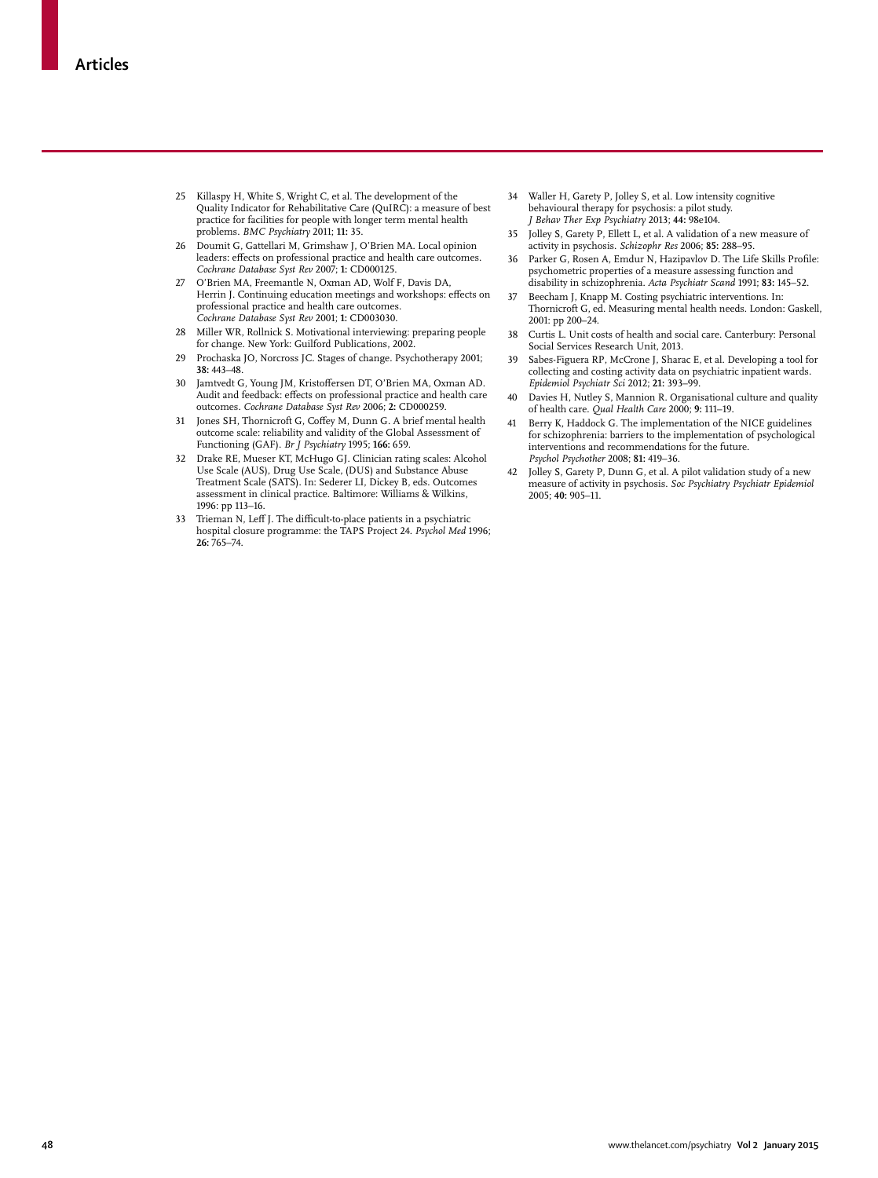25 Killaspy H, White S, Wright C, et al. The development of the Quality Indicator for Rehabilitative Care (QuIRC): a measure of best practice for facilities for people with longer term mental health problems. *BMC Psychiatry* 2011; **11:** 35.

26 Doumit G, Gattellari M, Grimshaw J, O'Brien MA. Local opinion leaders: effects on professional practice and health care outcomes. *Cochrane Database Syst Rev* 2007; **1:** CD000125.

27 O'Brien MA, Freemantle N, Oxman AD, Wolf F, Davis DA, Herrin J. Continuing education meetings and workshops: effects on professional practice and health care outcomes. *Cochrane Database Syst Rev* 2001; **1:** CD003030.

28 Miller WR, Rollnick S. Motivational interviewing: preparing people for change. New York: Guilford Publications, 2002.

29 Prochaska JO, Norcross JC. Stages of change. Psychotherapy 2001; **38:** 443–48.

30 Jamtvedt G, Young JM, Kristoffersen DT, O'Brien MA, Oxman AD. Audit and feedback: effects on professional practice and health care outcomes. *Cochrane Database Syst Rev* 2006; **2:** CD000259.

31 Jones SH, Thornicroft G, Coffey M, Dunn G. A brief mental health outcome scale: reliability and validity of the Global Assessment of Functioning (GAF). *Br J Psychiatry* 1995; **166:** 659.

32 Drake RE, Mueser KT, McHugo GJ. Clinician rating scales: Alcohol Use Scale (AUS), Drug Use Scale, (DUS) and Substance Abuse Treatment Scale (SATS). In: Sederer LI, Dickey B, eds. Outcomes assessment in clinical practice. Baltimore: Williams & Wilkins, 1996: pp 113–16.

33 Trieman N, Leff J. The difficult-to-place patients in a psychiatric hospital closure programme: the TAPS Project 24. *Psychol Med* 1996; **26:** 765–74.

34 Waller H, Garety P, Jolley S, et al. Low intensity cognitive behavioural therapy for psychosis: a pilot study. *J Behav Ther Exp Psychiatry* 2013; **44:** 98e104.

35 Jolley S, Garety P, Ellett L, et al. A validation of a new measure of activity in psychosis. *Schizophr Res* 2006; **85:** 288–95.

36 Parker G, Rosen A, Emdur N, Hazipavlov D. The Life Skills Profile: psychometric properties of a measure assessing function and disability in schizophrenia. *Acta Psychiatr Scand* 1991; **83:** 145–52.

37 Beecham J, Knapp M. Costing psychiatric interventions. In: Thornicroft G, ed. Measuring mental health needs. London: Gaskell, 2001: pp 200–24.

38 Curtis L. Unit costs of health and social care. Canterbury: Personal Social Services Research Unit, 2013.

39 Sabes-Figuera RP, McCrone J, Sharac E, et al. Developing a tool for collecting and costing activity data on psychiatric inpatient wards. *Epidemiol Psychiatr Sci* 2012; **21:** 393–99.

40 Davies H, Nutley S, Mannion R. Organisational culture and quality of health care. *Qual Health Care* 2000; **9:** 111–19.

41 Berry K, Haddock G. The implementation of the NICE guidelines for schizophrenia: barriers to the implementation of psychological interventions and recommendations for the future. *Psychol Psychother* 2008; **81:** 419–36.

42 Jolley S, Garety P, Dunn G, et al. A pilot validation study of a new measure of activity in psychosis. *Soc Psychiatry Psychiatr Epidemiol* 2005; **40:** 905–11.